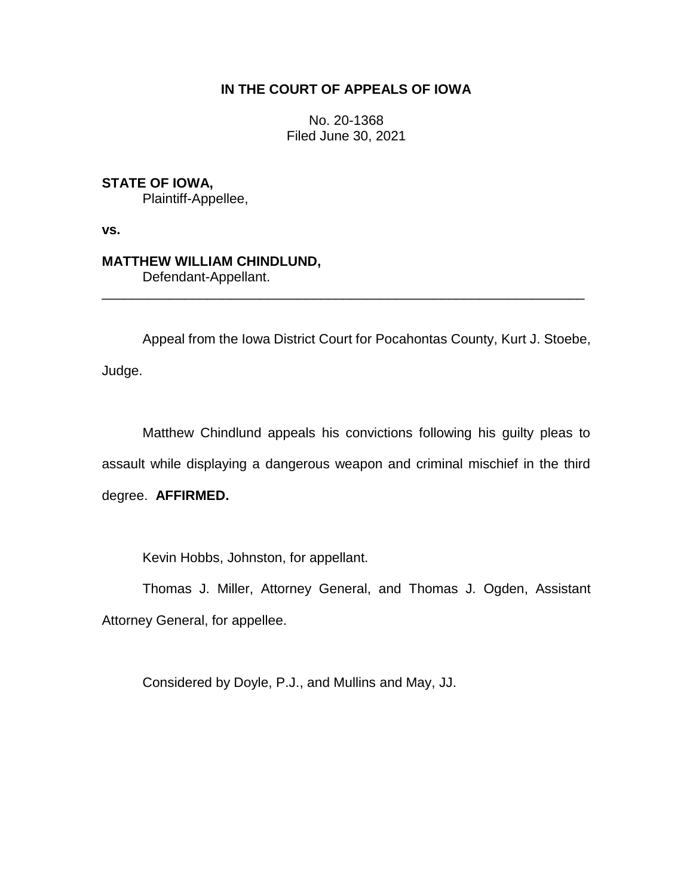**IN THE COURT OF APPEALS OF IOWA**

No. 20-1368
Filed June 30, 2021

**STATE OF IOWA,**
Plaintiff-Appellee,

**vs.**

**MATTHEW WILLIAM CHINDLUND,**
Defendant-Appellant.

---

Appeal from the Iowa District Court for Pocahontas County, Kurt J. Stoebe, Judge.

Matthew Chindlund appeals his convictions following his guilty pleas to assault while displaying a dangerous weapon and criminal mischief in the third degree. **AFFIRMED.**

Kevin Hobbs, Johnston, for appellant.

Thomas J. Miller, Attorney General, and Thomas J. Ogden, Assistant Attorney General, for appellee.

Considered by Doyle, P.J., and Mullins and May, JJ.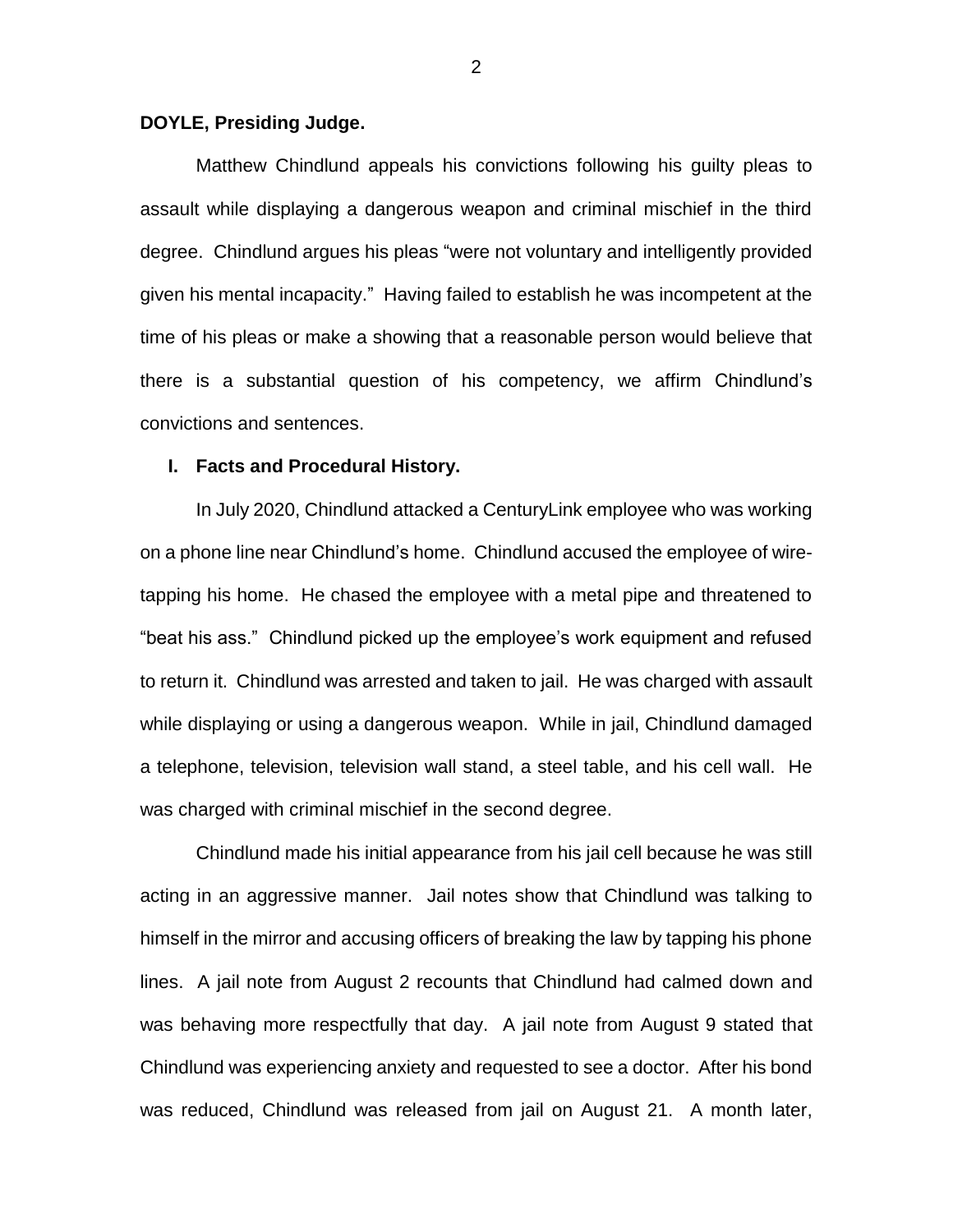**DOYLE, Presiding Judge.**

Matthew Chindlund appeals his convictions following his guilty pleas to assault while displaying a dangerous weapon and criminal mischief in the third degree. Chindlund argues his pleas "were not voluntary and intelligently provided given his mental incapacity." Having failed to establish he was incompetent at the time of his pleas or make a showing that a reasonable person would believe that there is a substantial question of his competency, we affirm Chindlund's convictions and sentences.

## I. Facts and Procedural History.

In July 2020, Chindlund attacked a CenturyLink employee who was working on a phone line near Chindlund's home. Chindlund accused the employee of wire-tapping his home. He chased the employee with a metal pipe and threatened to "beat his ass." Chindlund picked up the employee's work equipment and refused to return it. Chindlund was arrested and taken to jail. He was charged with assault while displaying or using a dangerous weapon. While in jail, Chindlund damaged a telephone, television, television wall stand, a steel table, and his cell wall. He was charged with criminal mischief in the second degree.

Chindlund made his initial appearance from his jail cell because he was still acting in an aggressive manner. Jail notes show that Chindlund was talking to himself in the mirror and accusing officers of breaking the law by tapping his phone lines. A jail note from August 2 recounts that Chindlund had calmed down and was behaving more respectfully that day. A jail note from August 9 stated that Chindlund was experiencing anxiety and requested to see a doctor. After his bond was reduced, Chindlund was released from jail on August 21. A month later,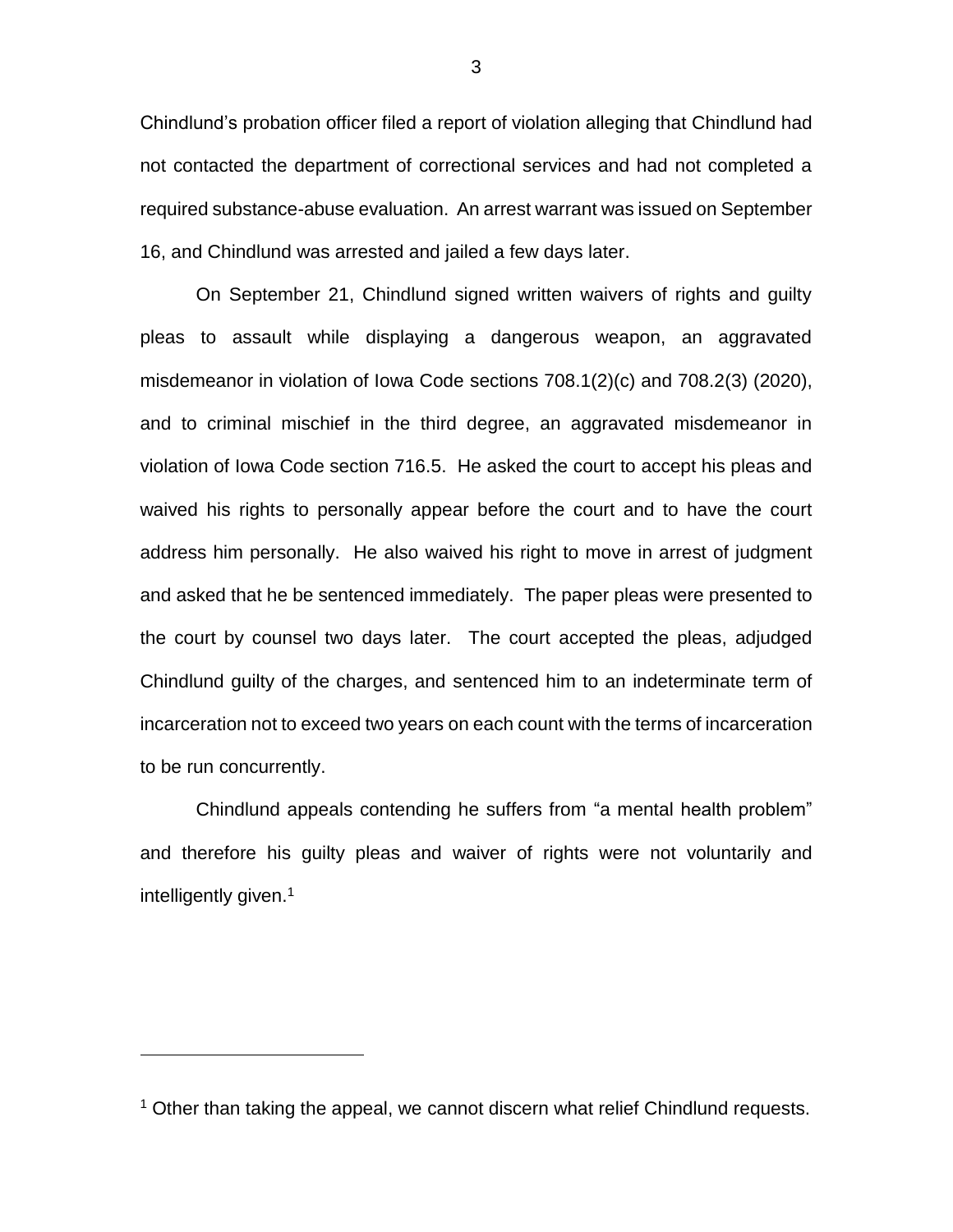Chindlund's probation officer filed a report of violation alleging that Chindlund had not contacted the department of correctional services and had not completed a required substance-abuse evaluation. An arrest warrant was issued on September 16, and Chindlund was arrested and jailed a few days later.

On September 21, Chindlund signed written waivers of rights and guilty pleas to assault while displaying a dangerous weapon, an aggravated misdemeanor in violation of Iowa Code sections 708.1(2)(c) and 708.2(3) (2020), and to criminal mischief in the third degree, an aggravated misdemeanor in violation of Iowa Code section 716.5. He asked the court to accept his pleas and waived his rights to personally appear before the court and to have the court address him personally. He also waived his right to move in arrest of judgment and asked that he be sentenced immediately. The paper pleas were presented to the court by counsel two days later. The court accepted the pleas, adjudged Chindlund guilty of the charges, and sentenced him to an indeterminate term of incarceration not to exceed two years on each count with the terms of incarceration to be run concurrently.

Chindlund appeals contending he suffers from "a mental health problem" and therefore his guilty pleas and waiver of rights were not voluntarily and intelligently given.[1]

---

[1] Other than taking the appeal, we cannot discern what relief Chindlund requests.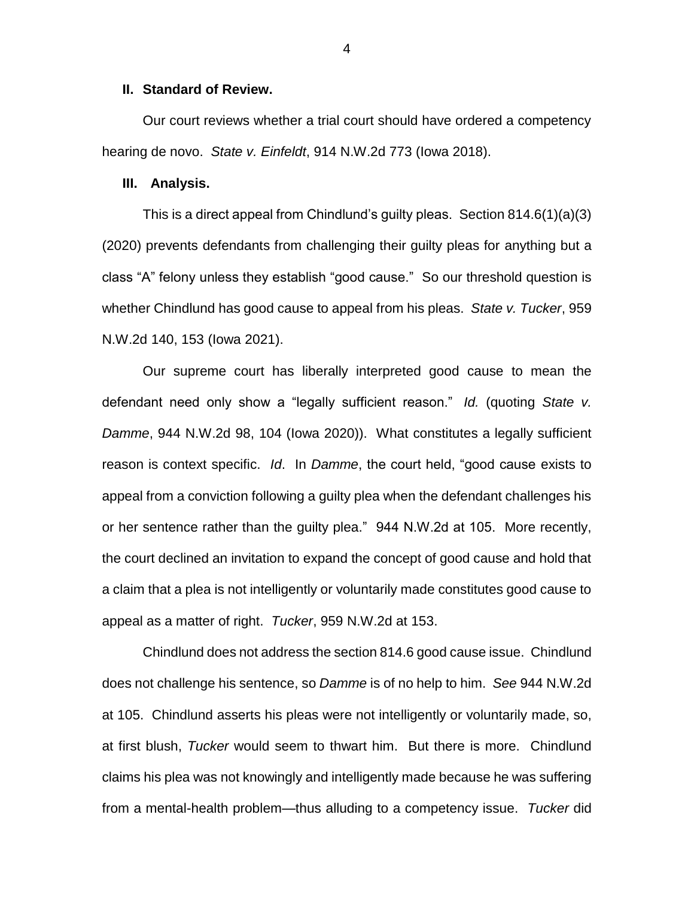## II. Standard of Review.

Our court reviews whether a trial court should have ordered a competency hearing de novo. *State v. Einfeldt*, 914 N.W.2d 773 (Iowa 2018).

## III. Analysis.

This is a direct appeal from Chindlund's guilty pleas. Section 814.6(1)(a)(3) (2020) prevents defendants from challenging their guilty pleas for anything but a class "A" felony unless they establish "good cause." So our threshold question is whether Chindlund has good cause to appeal from his pleas. *State v. Tucker*, 959 N.W.2d 140, 153 (Iowa 2021).

Our supreme court has liberally interpreted good cause to mean the defendant need only show a "legally sufficient reason." *Id.* (quoting *State v. Damme*, 944 N.W.2d 98, 104 (Iowa 2020)). What constitutes a legally sufficient reason is context specific. *Id*. In *Damme*, the court held, "good cause exists to appeal from a conviction following a guilty plea when the defendant challenges his or her sentence rather than the guilty plea." 944 N.W.2d at 105. More recently, the court declined an invitation to expand the concept of good cause and hold that a claim that a plea is not intelligently or voluntarily made constitutes good cause to appeal as a matter of right. *Tucker*, 959 N.W.2d at 153.

Chindlund does not address the section 814.6 good cause issue. Chindlund does not challenge his sentence, so *Damme* is of no help to him. *See* 944 N.W.2d at 105. Chindlund asserts his pleas were not intelligently or voluntarily made, so, at first blush, *Tucker* would seem to thwart him. But there is more. Chindlund claims his plea was not knowingly and intelligently made because he was suffering from a mental-health problem—thus alluding to a competency issue. *Tucker* did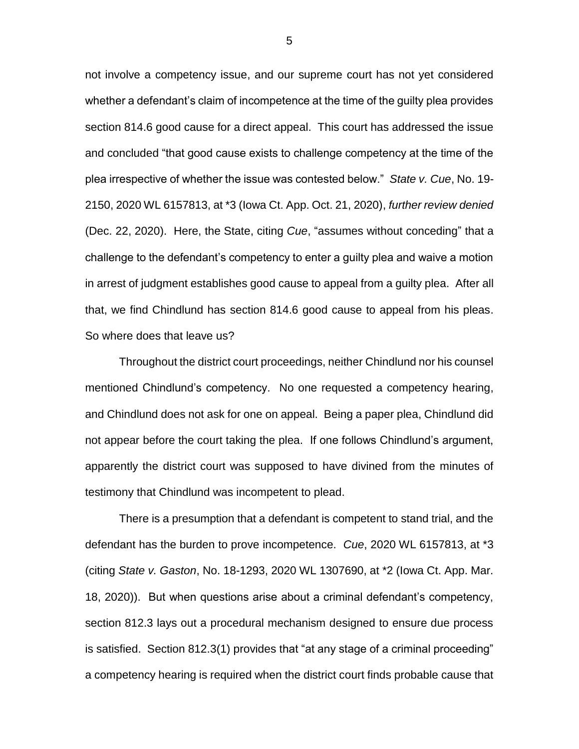not involve a competency issue, and our supreme court has not yet considered whether a defendant's claim of incompetence at the time of the guilty plea provides section 814.6 good cause for a direct appeal. This court has addressed the issue and concluded "that good cause exists to challenge competency at the time of the plea irrespective of whether the issue was contested below." *State v. Cue*, No. 19-2150, 2020 WL 6157813, at *3 (Iowa Ct. App. Oct. 21, 2020), *further review denied* (Dec. 22, 2020). Here, the State, citing *Cue*, "assumes without conceding" that a challenge to the defendant's competency to enter a guilty plea and waive a motion in arrest of judgment establishes good cause to appeal from a guilty plea. After all that, we find Chindlund has section 814.6 good cause to appeal from his pleas. So where does that leave us?

Throughout the district court proceedings, neither Chindlund nor his counsel mentioned Chindlund's competency. No one requested a competency hearing, and Chindlund does not ask for one on appeal. Being a paper plea, Chindlund did not appear before the court taking the plea. If one follows Chindlund's argument, apparently the district court was supposed to have divined from the minutes of testimony that Chindlund was incompetent to plead.

There is a presumption that a defendant is competent to stand trial, and the defendant has the burden to prove incompetence. *Cue*, 2020 WL 6157813, at *3 (citing *State v. Gaston*, No. 18-1293, 2020 WL 1307690, at *2 (Iowa Ct. App. Mar. 18, 2020)). But when questions arise about a criminal defendant's competency, section 812.3 lays out a procedural mechanism designed to ensure due process is satisfied. Section 812.3(1) provides that "at any stage of a criminal proceeding" a competency hearing is required when the district court finds probable cause that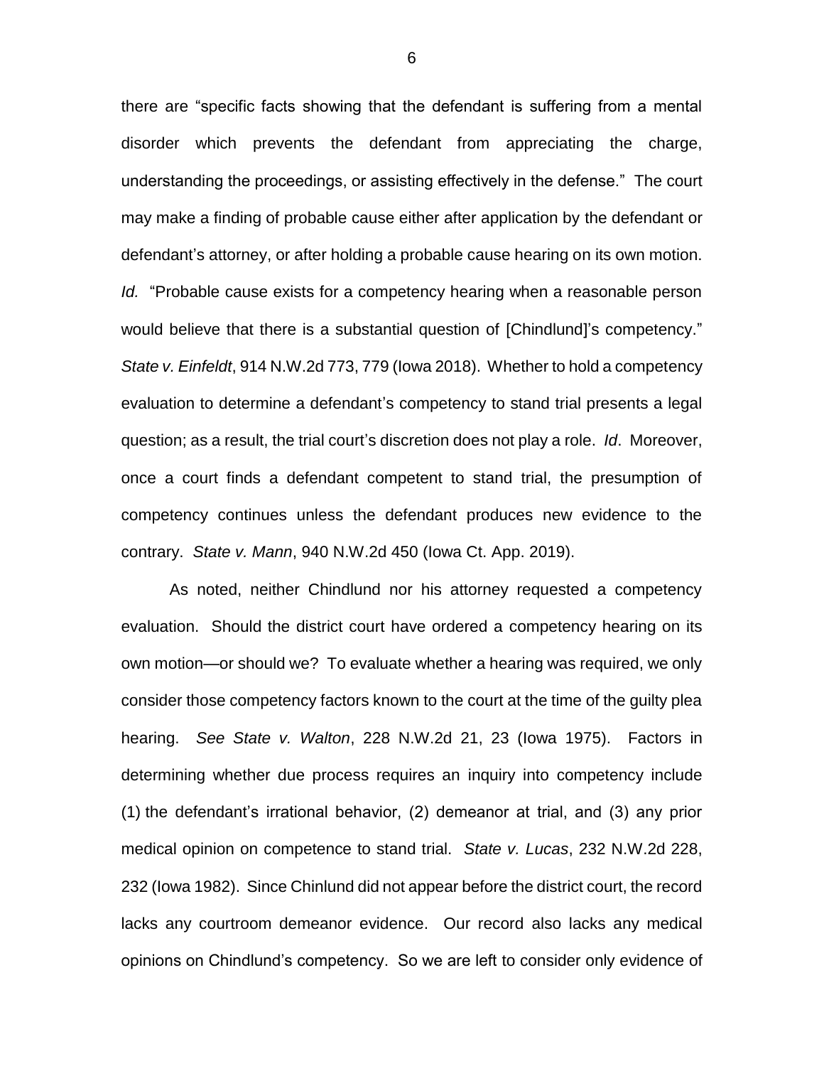there are "specific facts showing that the defendant is suffering from a mental disorder which prevents the defendant from appreciating the charge, understanding the proceedings, or assisting effectively in the defense." The court may make a finding of probable cause either after application by the defendant or defendant's attorney, or after holding a probable cause hearing on its own motion. *Id.* "Probable cause exists for a competency hearing when a reasonable person would believe that there is a substantial question of [Chindlund]'s competency." *State v. Einfeldt*, 914 N.W.2d 773, 779 (Iowa 2018). Whether to hold a competency evaluation to determine a defendant's competency to stand trial presents a legal question; as a result, the trial court's discretion does not play a role. *Id*. Moreover, once a court finds a defendant competent to stand trial, the presumption of competency continues unless the defendant produces new evidence to the contrary. *State v. Mann*, 940 N.W.2d 450 (Iowa Ct. App. 2019).

As noted, neither Chindlund nor his attorney requested a competency evaluation. Should the district court have ordered a competency hearing on its own motion—or should we? To evaluate whether a hearing was required, we only consider those competency factors known to the court at the time of the guilty plea hearing. *See State v. Walton*, 228 N.W.2d 21, 23 (Iowa 1975). Factors in determining whether due process requires an inquiry into competency include (1) the defendant's irrational behavior, (2) demeanor at trial, and (3) any prior medical opinion on competence to stand trial. *State v. Lucas*, 232 N.W.2d 228, 232 (Iowa 1982). Since Chinlund did not appear before the district court, the record lacks any courtroom demeanor evidence. Our record also lacks any medical opinions on Chindlund's competency. So we are left to consider only evidence of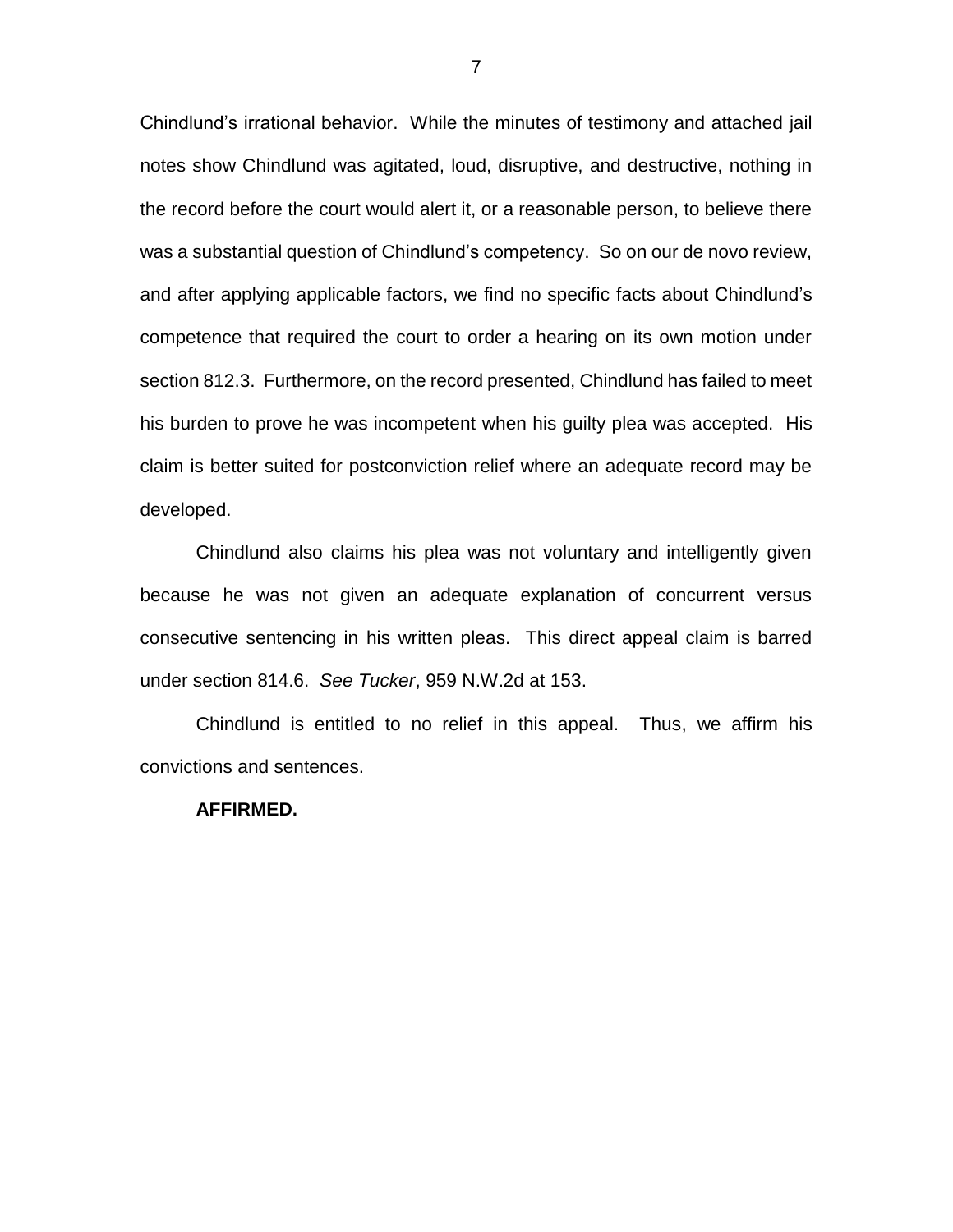Chindlund's irrational behavior. While the minutes of testimony and attached jail notes show Chindlund was agitated, loud, disruptive, and destructive, nothing in the record before the court would alert it, or a reasonable person, to believe there was a substantial question of Chindlund's competency. So on our de novo review, and after applying applicable factors, we find no specific facts about Chindlund's competence that required the court to order a hearing on its own motion under section 812.3. Furthermore, on the record presented, Chindlund has failed to meet his burden to prove he was incompetent when his guilty plea was accepted. His claim is better suited for postconviction relief where an adequate record may be developed.

Chindlund also claims his plea was not voluntary and intelligently given because he was not given an adequate explanation of concurrent versus consecutive sentencing in his written pleas. This direct appeal claim is barred under section 814.6. *See Tucker*, 959 N.W.2d at 153.

Chindlund is entitled to no relief in this appeal. Thus, we affirm his convictions and sentences.

**AFFIRMED.**